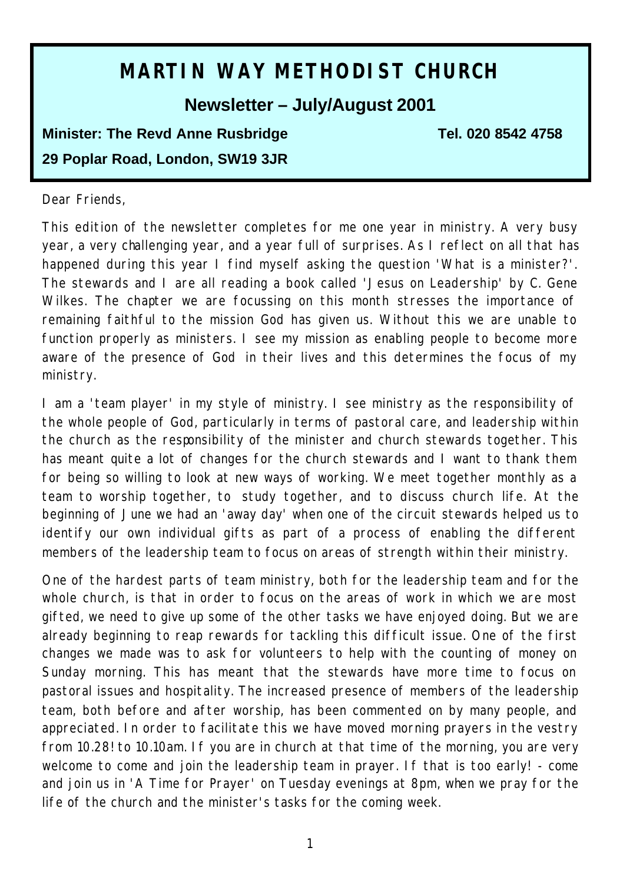# MARTIN WAY METHODIST CHURCH

## Newsletter – July/August 2001

**Minister: The Revd Anne Rusbridge** **Tel. 020 8542 4758**

**29 Poplar Road, London, SW19 3JR**

Dear Friends,

This edition of the newsletter completes for me one year in ministry. A very busy year, a very challenging year, and a year full of surprises. As I reflect on all that has happened during this year I find myself asking the question 'What is a minister?'. The stewards and I are all reading a book called 'Jesus on Leadership' by C. Gene Wilkes. The chapter we are focussing on this month stresses the importance of remaining faithful to the mission God has given us. Without this we are unable to function properly as ministers. I see my mission as enabling people to become more aware of the presence of God in their lives and this determines the focus of my ministry.

I am a 'team player' in my style of ministry. I see ministry as the responsibility of the whole people of God, particularly in terms of pastoral care, and leadership within the church as the responsibility of the minister and church stewards together. This has meant quite a lot of changes for the church stewards and I want to thank them for being so willing to look at new ways of working. We meet together monthly as a team to worship together, to study together, and to discuss church life. At the beginning of June we had an 'away day' when one of the circuit stewards helped us to identify our own individual gifts as part of a process of enabling the different members of the leadership team to focus on areas of strength within their ministry.

One of the hardest parts of team ministry, both for the leadership team and for the whole church, is that in order to focus on the areas of work in which we are most gifted, we need to give up some of the other tasks we have enjoyed doing. But we are already beginning to reap rewards for tackling this difficult issue. One of the first changes we made was to ask for volunteers to help with the counting of money on Sunday morning. This has meant that the stewards have more time to focus on pastoral issues and hospitality. The increased presence of members of the leadership team, both before and after worship, has been commented on by many people, and appreciated. In order to facilitate this we have moved morning prayers in the vestry from 10.28! to 10.10am. If you are in church at that time of the morning, you are very welcome to come and join the leadership team in prayer. If that is too early! - come and join us in 'A Time for Prayer' on Tuesday evenings at 8pm, when we pray for the life of the church and the minister's tasks for the coming week.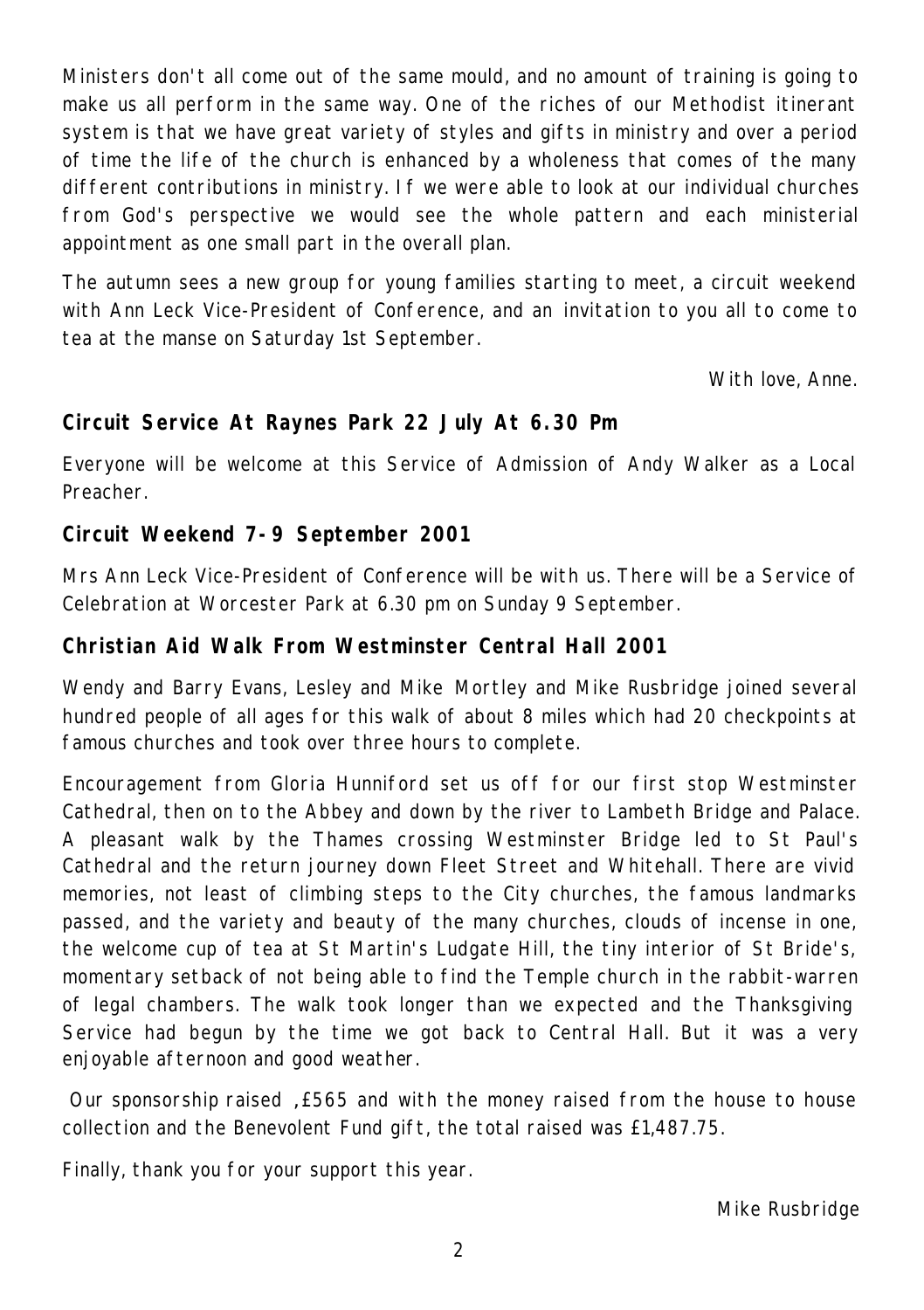Ministers don't all come out of the same mould, and no amount of training is going to make us all perform in the same way. One of the riches of our Methodist itinerant system is that we have great variety of styles and gifts in ministry and over a period of time the life of the church is enhanced by a wholeness that comes of the many different contributions in ministry. If we were able to look at our individual churches from God's perspective we would see the whole pattern and each ministerial appointment as one small part in the overall plan.

The autumn sees a new group for young families starting to meet, a circuit weekend with Ann Leck Vice-President of Conference, and an invitation to you all to come to tea at the manse on Saturday 1st September.

With love, Anne.

## Circuit Service At Raynes Park 22 July At 6.30 Pm

Everyone will be welcome at this Service of Admission of Andy Walker as a Local Preacher.

## Circuit Weekend 7-9 September 2001

Mrs Ann Leck Vice-President of Conference will be with us. There will be a Service of Celebration at Worcester Park at 6.30 pm on Sunday 9 September.

## Christian Aid Walk From Westminster Central Hall 2001

Wendy and Barry Evans, Lesley and Mike Mortley and Mike Rusbridge joined several hundred people of all ages for this walk of about 8 miles which had 20 checkpoints at famous churches and took over three hours to complete.

Encouragement from Gloria Hunniford set us off for our first stop Westminster Cathedral, then on to the Abbey and down by the river to Lambeth Bridge and Palace. A pleasant walk by the Thames crossing Westminster Bridge led to St Paul's Cathedral and the return journey down Fleet Street and Whitehall. There are vivid memories, not least of climbing steps to the City churches, the famous landmarks passed, and the variety and beauty of the many churches, clouds of incense in one, the welcome cup of tea at St Martin's Ludgate Hill, the tiny interior of St Bride's, momentary setback of not being able to find the Temple church in the rabbit-warren of legal chambers. The walk took longer than we expected and the Thanksgiving Service had begun by the time we got back to Central Hall. But it was a very enjoyable afternoon and good weather.

Our sponsorship raised ,£565 and with the money raised from the house to house collection and the Benevolent Fund gift, the total raised was £1,487.75.

Finally, thank you for your support this year.

Mike Rusbridge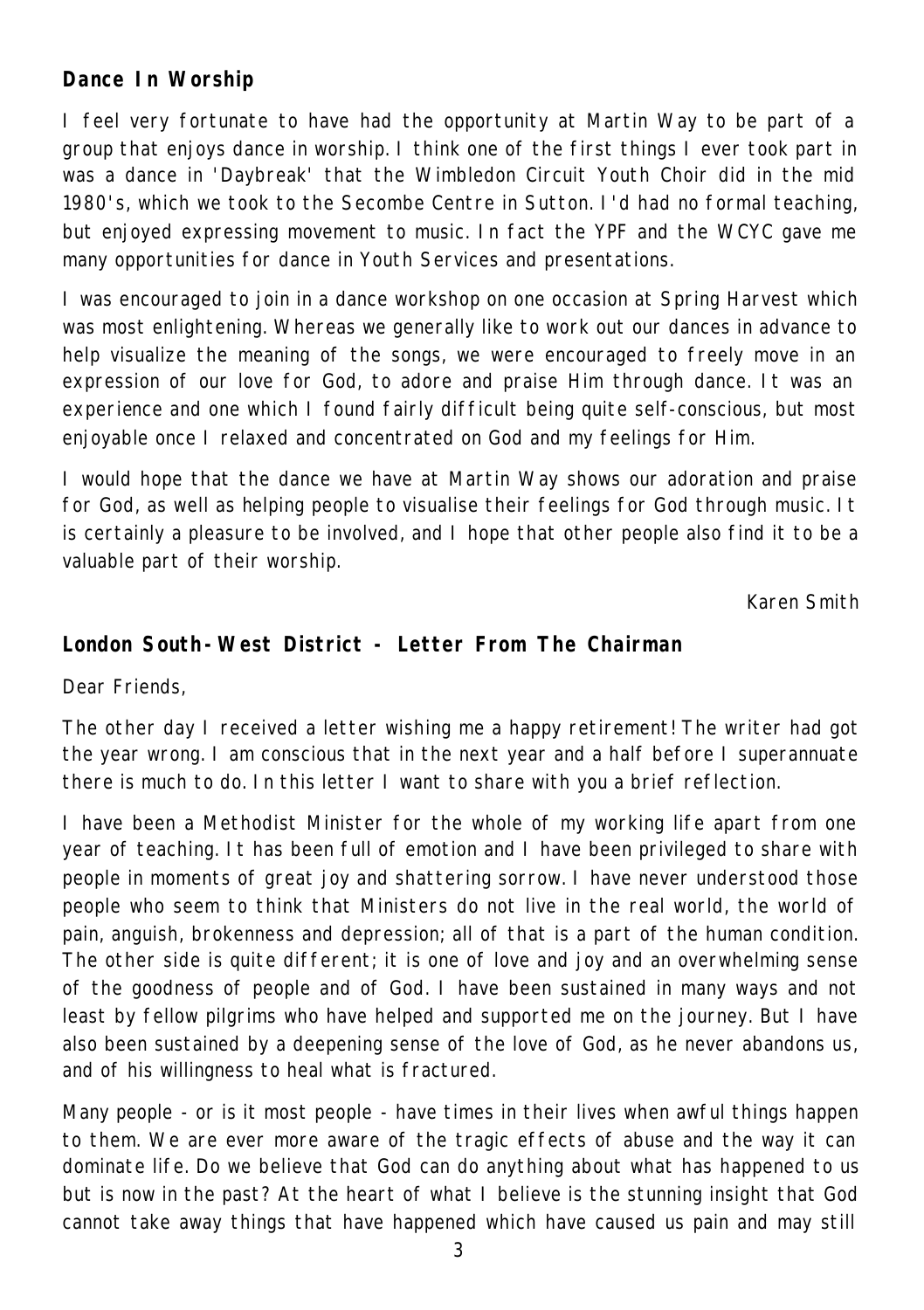## Dance In Worship

I feel very fortunate to have had the opportunity at Martin Way to be part of a group that enjoys dance in worship. I think one of the first things I ever took part in was a dance in 'Daybreak' that the Wimbledon Circuit Youth Choir did in the mid 1980's, which we took to the Secombe Centre in Sutton. I'd had no formal teaching, but enjoyed expressing movement to music. In fact the YPF and the WCYC gave me many opportunities for dance in Youth Services and presentations.

I was encouraged to join in a dance workshop on one occasion at Spring Harvest which was most enlightening. Whereas we generally like to work out our dances in advance to help visualize the meaning of the songs, we were encouraged to freely move in an expression of our love for God, to adore and praise Him through dance. It was an experience and one which I found fairly difficult being quite self-conscious, but most enjoyable once I relaxed and concentrated on God and my feelings for Him.

I would hope that the dance we have at Martin Way shows our adoration and praise for God, as well as helping people to visualise their feelings for God through music. It is certainly a pleasure to be involved, and I hope that other people also find it to be a valuable part of their worship.

*Karen Smith*

## London South-West District - Letter From The Chairman

Dear Friends,

The other day I received a letter wishing me a happy retirement! The writer had got the year wrong. I am conscious that in the next year and a half before I superannuate there is much to do. In this letter I want to share with you a brief reflection.

I have been a Methodist Minister for the whole of my working life apart from one year of teaching. It has been full of emotion and I have been privileged to share with people in moments of great joy and shattering sorrow. I have never understood those people who seem to think that Ministers do not live in the real world, the world of pain, anguish, brokenness and depression; all of that is a part of the human condition. The other side is quite different; it is one of love and joy and an overwhelming sense of the goodness of people and of God. I have been sustained in many ways and not least by fellow pilgrims who have helped and supported me on the journey. But I have also been sustained by a deepening sense of the love of God, as he never abandons us, and of his willingness to heal what is fractured.

Many people - or is it most people - have times in their lives when awful things happen to them. We are ever more aware of the tragic effects of abuse and the way it can dominate life. Do we believe that God can do anything about what has happened to us but is now in the past? At the heart of what I believe is the stunning insight that God cannot take away things that have happened which have caused us pain and may still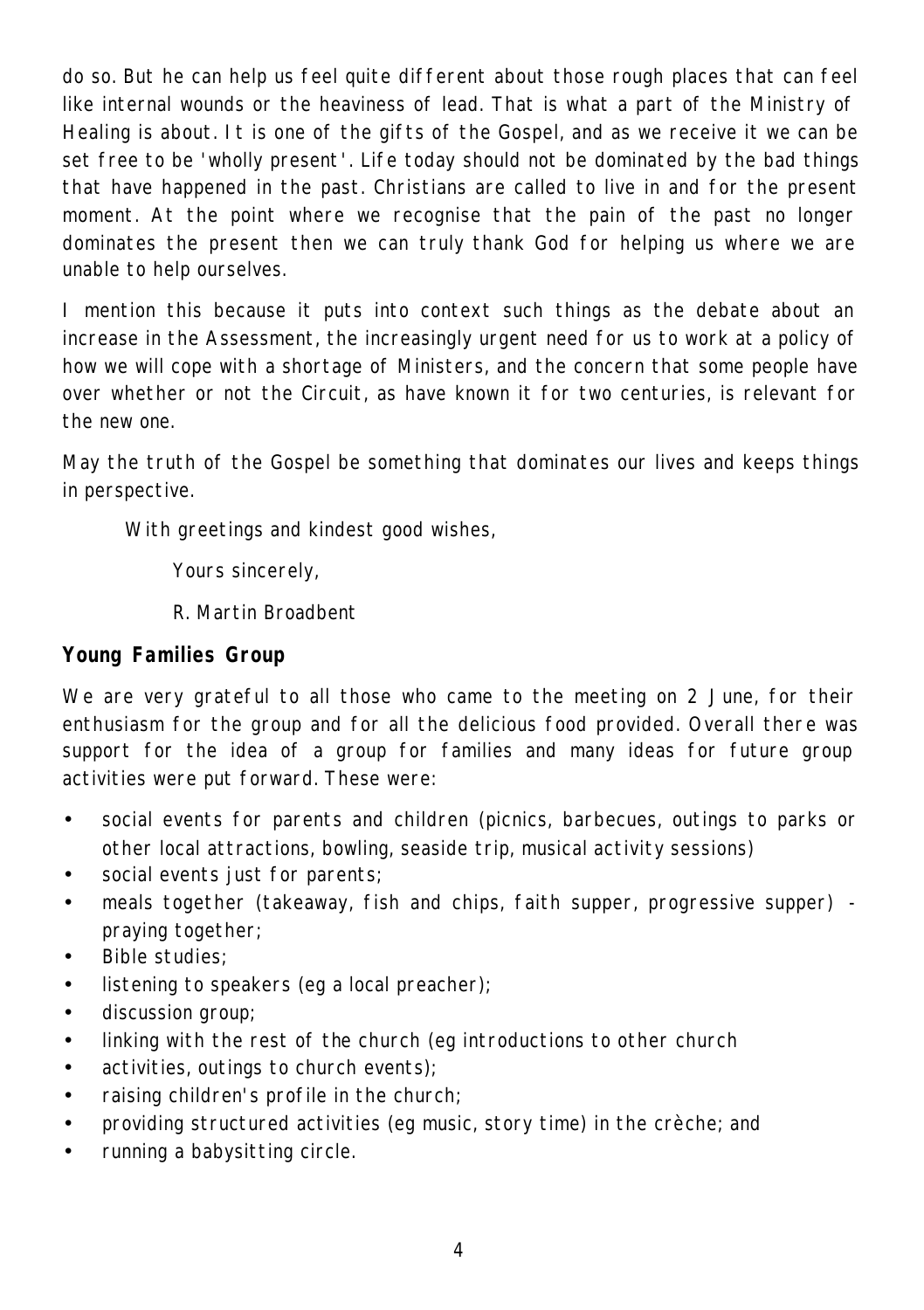do so. But he can help us feel quite different about those rough places that can feel like internal wounds or the heaviness of lead. That is what a part of the Ministry of Healing is about. It is one of the gifts of the Gospel, and as we receive it we can be set free to be 'wholly present'. Life today should not be dominated by the bad things that have happened in the past. Christians are called to live in and for the present moment. At the point where we recognise that the pain of the past no longer dominates the present then we can truly thank God for helping us where we are unable to help ourselves.

I mention this because it puts into context such things as the debate about an increase in the Assessment, the increasingly urgent need for us to work at a policy of how we will cope with a shortage of Ministers, and the concern that some people have over whether or not the Circuit, as have known it for two centuries, is relevant for the new one.

May the truth of the Gospel be something that dominates our lives and keeps things in perspective.

With greetings and kindest good wishes,

Yours sincerely,

R. Martin Broadbent

**Young Families Group**

We are very grateful to all those who came to the meeting on 2 June, for their enthusiasm for the group and for all the delicious food provided. Overall there was support for the idea of a group for families and many ideas for future group activities were put forward. These were:

- social events for parents and children (picnics, barbecues, outings to parks or other local attractions, bowling, seaside trip, musical activity sessions)
- social events just for parents;
- meals together (takeaway, fish and chips, faith supper, progressive supper) - praying together;
- Bible studies;
- listening to speakers (eg a local preacher);
- discussion group;
- linking with the rest of the church (eg introductions to other church
- activities, outings to church events);
- raising children's profile in the church;
- providing structured activities (eg music, story time) in the crèche; and
- running a babysitting circle.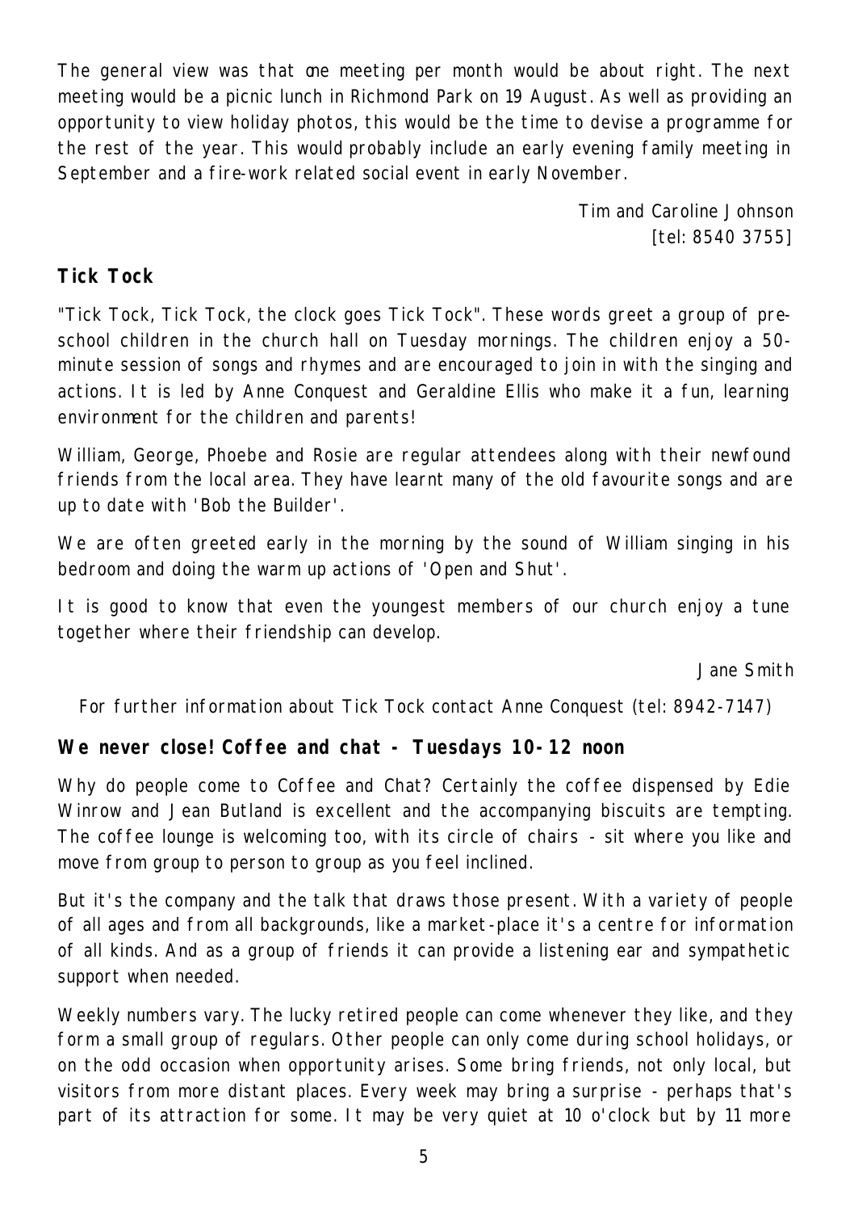The general view was that one meeting per month would be about right. The next meeting would be a picnic lunch in Richmond Park on 19 August. As well as providing an opportunity to view holiday photos, this would be the time to devise a programme for the rest of the year. This would probably include an early evening family meeting in September and a fire-work related social event in early November.

Tim and Caroline Johnson
[tel: 8540 3755]

## Tick Tock

"Tick Tock, Tick Tock, the clock goes Tick Tock". These words greet a group of pre-school children in the church hall on Tuesday mornings. The children enjoy a 50-minute session of songs and rhymes and are encouraged to join in with the singing and actions. It is led by Anne Conquest and Geraldine Ellis who make it a fun, learning environment for the children and parents!

William, George, Phoebe and Rosie are regular attendees along with their newfound friends from the local area. They have learnt many of the old favourite songs and are up to date with 'Bob the Builder'.

We are often greeted early in the morning by the sound of William singing in his bedroom and doing the warm up actions of 'Open and Shut'.

It is good to know that even the youngest members of our church enjoy a tune together where their friendship can develop.

Jane Smith

For further information about Tick Tock contact Anne Conquest (tel: 8942-7147)

## We never close! Coffee and chat - Tuesdays 10-12 noon

Why do people come to Coffee and Chat? Certainly the coffee dispensed by Edie Winrow and Jean Butland is excellent and the accompanying biscuits are tempting. The coffee lounge is welcoming too, with its circle of chairs - sit where you like and move from group to person to group as you feel inclined.

But it's the company and the talk that draws those present. With a variety of people of all ages and from all backgrounds, like a market-place it's a centre for information of all kinds. And as a group of friends it can provide a listening ear and sympathetic support when needed.

Weekly numbers vary. The lucky retired people can come whenever they like, and they form a small group of regulars. Other people can only come during school holidays, or on the odd occasion when opportunity arises. Some bring friends, not only local, but visitors from more distant places. Every week may bring a surprise - perhaps that's part of its attraction for some. It may be very quiet at 10 o'clock but by 11 more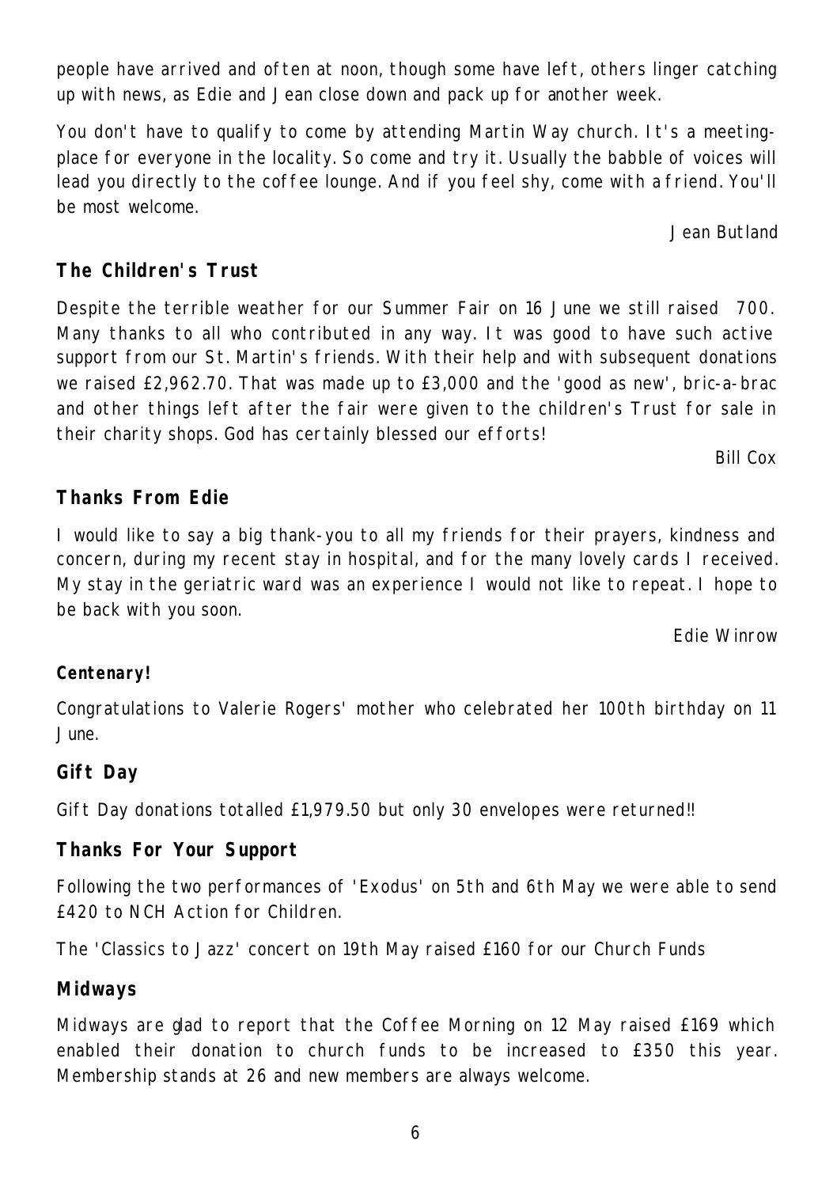people have arrived and often at noon, though some have left, others linger catching up with news, as Edie and Jean close down and pack up for another week.

You don't have to qualify to come by attending Martin Way church. It's a meeting-place for everyone in the locality. So come and try it. Usually the babble of voices will lead you directly to the coffee lounge. And if you feel shy, come with a friend. You'll be most welcome.

Jean Butland

**The Children's Trust**

Despite the terrible weather for our Summer Fair on 16 June we still raised 700. Many thanks to all who contributed in any way. It was good to have such active support from our St. Martin's friends. With their help and with subsequent donations we raised £2,962.70. That was made up to £3,000 and the 'good as new', bric-a-brac and other things left after the fair were given to the children's Trust for sale in their charity shops. God has certainly blessed our efforts!

Bill Cox

**Thanks From Edie**

I would like to say a big thank-you to all my friends for their prayers, kindness and concern, during my recent stay in hospital, and for the many lovely cards I received. My stay in the geriatric ward was an experience I would not like to repeat. I hope to be back with you soon.

Edie Winrow

**Centenary!**

Congratulations to Valerie Rogers' mother who celebrated her 100th birthday on 11 June.

**Gift Day**

Gift Day donations totalled £1,979.50 but only 30 envelopes were returned!!

**Thanks For Your Support**

Following the two performances of 'Exodus' on 5th and 6th May we were able to send £420 to NCH Action for Children.

The 'Classics to Jazz' concert on 19th May raised £160 for our Church Funds

**Midways**

Midways are glad to report that the Coffee Morning on 12 May raised £169 which enabled their donation to church funds to be increased to £350 this year. Membership stands at 26 and new members are always welcome.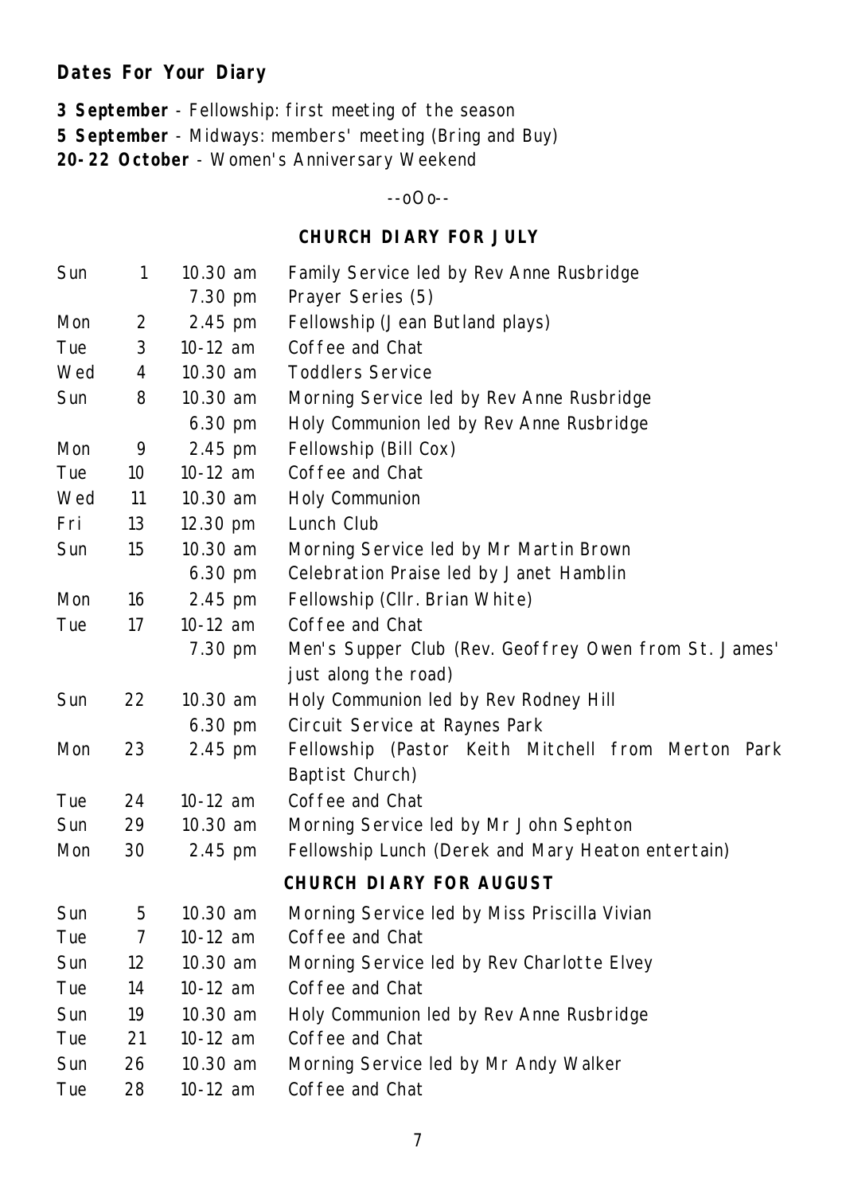## Dates For Your Diary

**3 September** - Fellowship: first meeting of the season
**5 September** - Midways: members' meeting (Bring and Buy)
**20-22 October** - Women's Anniversary Weekend

--oOo--

### CHURCH DIARY FOR JULY

| | | | |
|---|---|---|---|
| Sun | 1 | 10.30 am | Family Service led by Rev Anne Rusbridge |
| | | 7.30 pm | Prayer Series (5) |
| Mon | 2 | 2.45 pm | Fellowship (Jean Butland plays) |
| Tue | 3 | 10-12 am | Coffee and Chat |
| Wed | 4 | 10.30 am | Toddlers Service |
| Sun | 8 | 10.30 am | Morning Service led by Rev Anne Rusbridge |
| | | 6.30 pm | Holy Communion led by Rev Anne Rusbridge |
| Mon | 9 | 2.45 pm | Fellowship (Bill Cox) |
| Tue | 10 | 10-12 am | Coffee and Chat |
| Wed | 11 | 10.30 am | Holy Communion |
| Fri | 13 | 12.30 pm | Lunch Club |
| Sun | 15 | 10.30 am | Morning Service led by Mr Martin Brown |
| | | 6.30 pm | Celebration Praise led by Janet Hamblin |
| Mon | 16 | 2.45 pm | Fellowship (Cllr. Brian White) |
| Tue | 17 | 10-12 am | Coffee and Chat |
| | | 7.30 pm | Men's Supper Club (Rev. Geoffrey Owen from St. James' just along the road) |
| Sun | 22 | 10.30 am | Holy Communion led by Rev Rodney Hill |
| | | 6.30 pm | Circuit Service at Raynes Park |
| Mon | 23 | 2.45 pm | Fellowship (Pastor Keith Mitchell from Merton Park Baptist Church) |
| Tue | 24 | 10-12 am | Coffee and Chat |
| Sun | 29 | 10.30 am | Morning Service led by Mr John Sephton |
| Mon | 30 | 2.45 pm | Fellowship Lunch (Derek and Mary Heaton entertain) |

### CHURCH DIARY FOR AUGUST

| | | | |
|---|---|---|---|
| Sun | 5 | 10.30 am | Morning Service led by Miss Priscilla Vivian |
| Tue | 7 | 10-12 am | Coffee and Chat |
| Sun | 12 | 10.30 am | Morning Service led by Rev Charlotte Elvey |
| Tue | 14 | 10-12 am | Coffee and Chat |
| Sun | 19 | 10.30 am | Holy Communion led by Rev Anne Rusbridge |
| Tue | 21 | 10-12 am | Coffee and Chat |
| Sun | 26 | 10.30 am | Morning Service led by Mr Andy Walker |
| Tue | 28 | 10-12 am | Coffee and Chat |